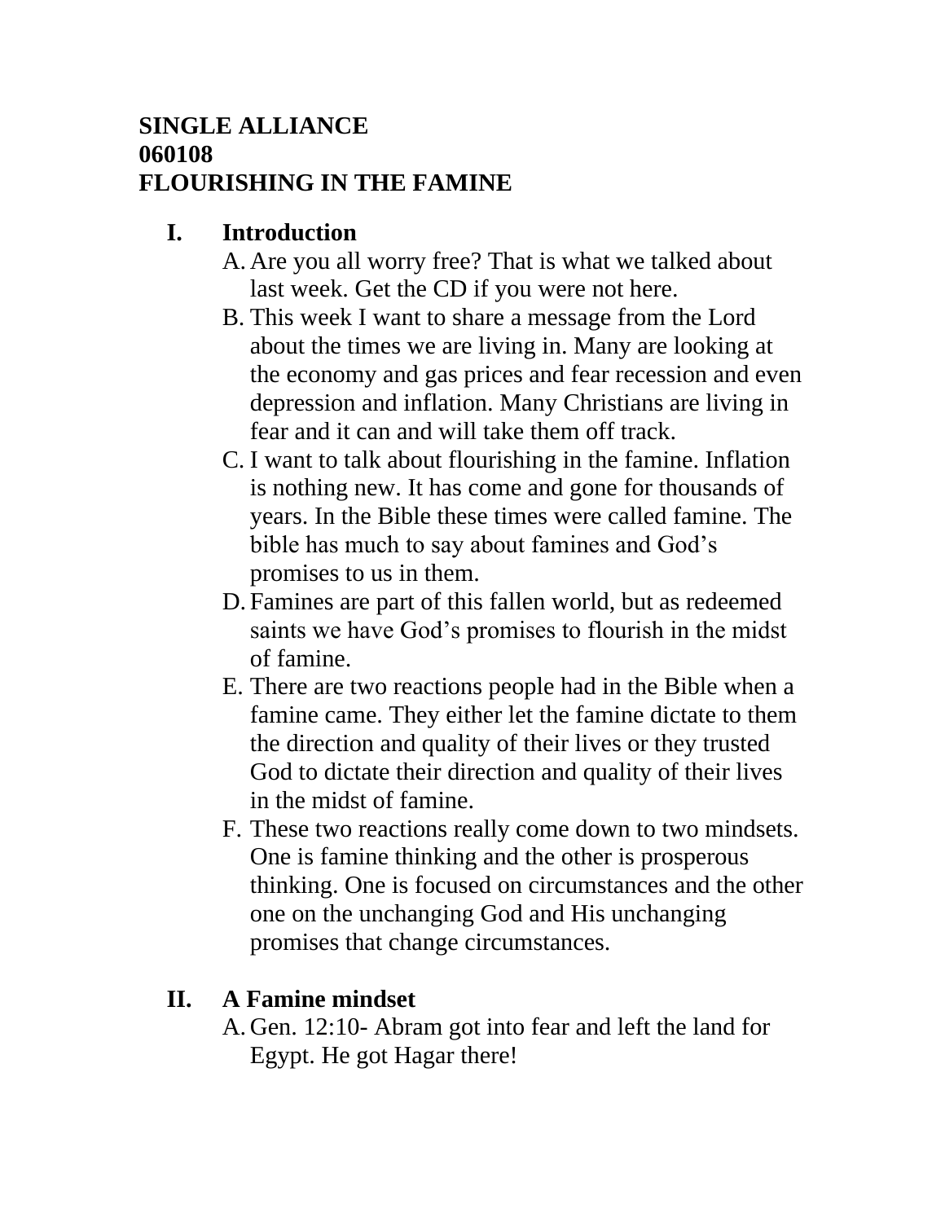**SINGLE ALLIANCE**
**060108**
**FLOURISHING IN THE FAMINE**

## I. Introduction

A. Are you all worry free? That is what we talked about last week. Get the CD if you were not here.

B. This week I want to share a message from the Lord about the times we are living in. Many are looking at the economy and gas prices and fear recession and even depression and inflation. Many Christians are living in fear and it can and will take them off track.

C. I want to talk about flourishing in the famine. Inflation is nothing new. It has come and gone for thousands of years. In the Bible these times were called famine. The bible has much to say about famines and God's promises to us in them.

D. Famines are part of this fallen world, but as redeemed saints we have God's promises to flourish in the midst of famine.

E. There are two reactions people had in the Bible when a famine came. They either let the famine dictate to them the direction and quality of their lives or they trusted God to dictate their direction and quality of their lives in the midst of famine.

F. These two reactions really come down to two mindsets. One is famine thinking and the other is prosperous thinking. One is focused on circumstances and the other one on the unchanging God and His unchanging promises that change circumstances.

## II. A Famine mindset

A. Gen. 12:10- Abram got into fear and left the land for Egypt. He got Hagar there!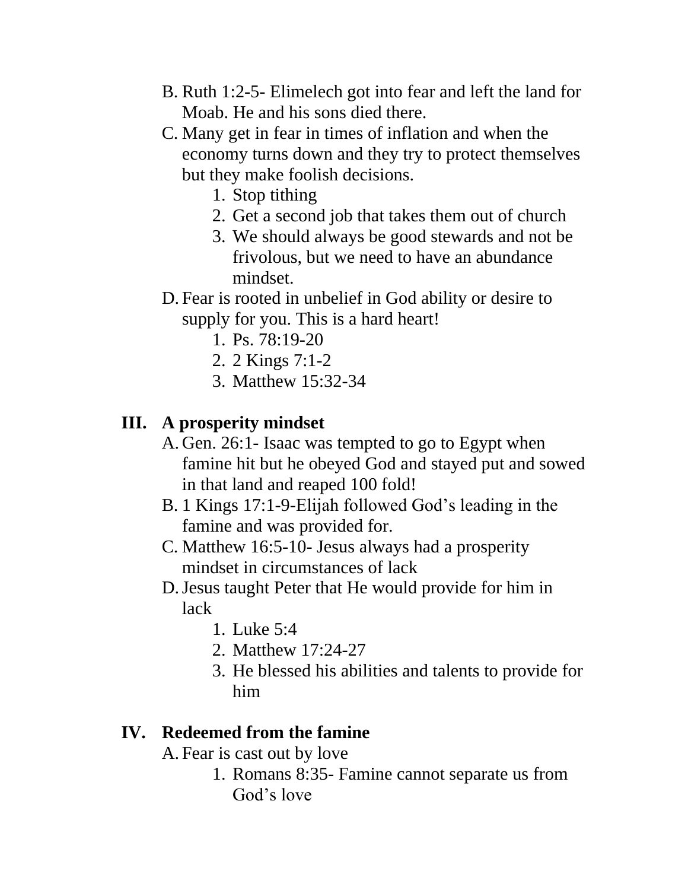B. Ruth 1:2-5- Elimelech got into fear and left the land for Moab. He and his sons died there.

C. Many get in fear in times of inflation and when the economy turns down and they try to protect themselves but they make foolish decisions.

  1. Stop tithing
  2. Get a second job that takes them out of church
  3. We should always be good stewards and not be frivolous, but we need to have an abundance mindset.

D. Fear is rooted in unbelief in God ability or desire to supply for you. This is a hard heart!

  1. Ps. 78:19-20
  2. 2 Kings 7:1-2
  3. Matthew 15:32-34

## III. A prosperity mindset

A. Gen. 26:1- Isaac was tempted to go to Egypt when famine hit but he obeyed God and stayed put and sowed in that land and reaped 100 fold!

B. 1 Kings 17:1-9-Elijah followed God's leading in the famine and was provided for.

C. Matthew 16:5-10- Jesus always had a prosperity mindset in circumstances of lack

D. Jesus taught Peter that He would provide for him in lack

  1. Luke 5:4
  2. Matthew 17:24-27
  3. He blessed his abilities and talents to provide for him

## IV. Redeemed from the famine

A. Fear is cast out by love

  1. Romans 8:35- Famine cannot separate us from God's love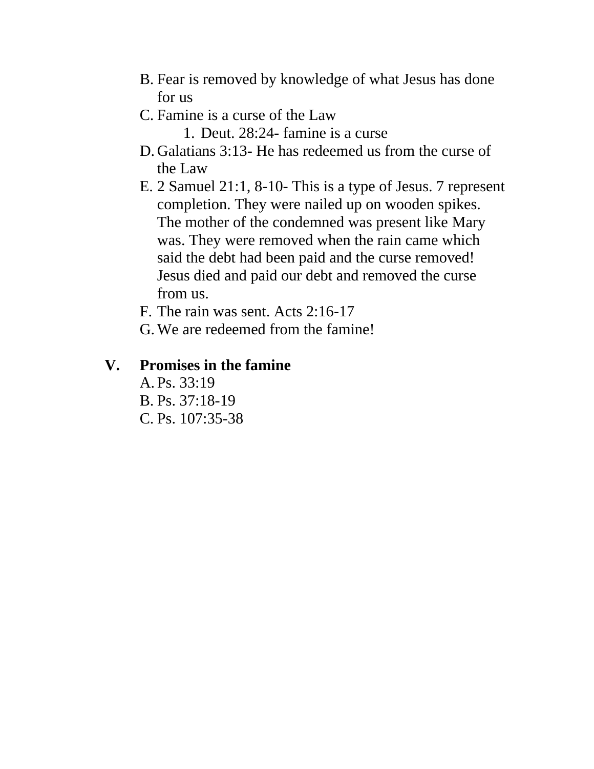B. Fear is removed by knowledge of what Jesus has done for us
C. Famine is a curse of the Law
    1. Deut. 28:24- famine is a curse
D. Galatians 3:13- He has redeemed us from the curse of the Law
E. 2 Samuel 21:1, 8-10- This is a type of Jesus. 7 represent completion. They were nailed up on wooden spikes. The mother of the condemned was present like Mary was. They were removed when the rain came which said the debt had been paid and the curse removed! Jesus died and paid our debt and removed the curse from us.
F. The rain was sent. Acts 2:16-17
G. We are redeemed from the famine!

**V. Promises in the famine**

A. Ps. 33:19
B. Ps. 37:18-19
C. Ps. 107:35-38